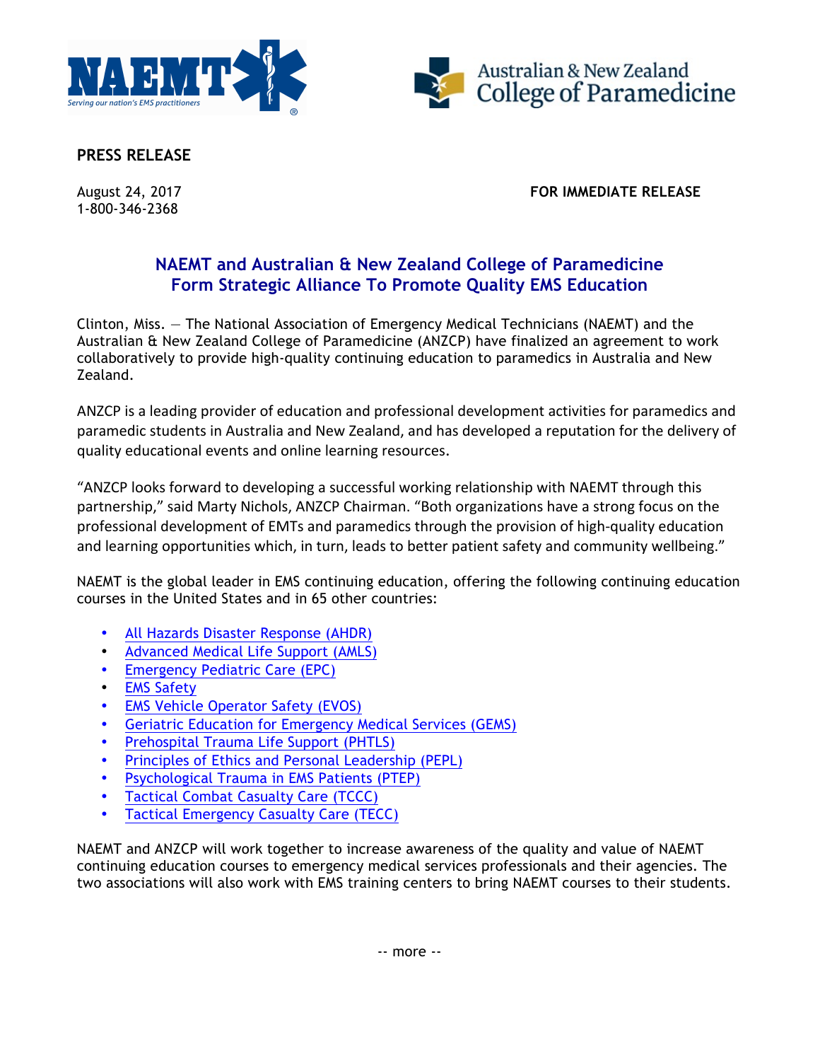**PRESS RELEASE**

August 24, 2017
1-800-346-2368

**FOR IMMEDIATE RELEASE**

## NAEMT and Australian & New Zealand College of Paramedicine Form Strategic Alliance To Promote Quality EMS Education

Clinton, Miss. — The National Association of Emergency Medical Technicians (NAEMT) and the Australian & New Zealand College of Paramedicine (ANZCP) have finalized an agreement to work collaboratively to provide high-quality continuing education to paramedics in Australia and New Zealand.

ANZCP is a leading provider of education and professional development activities for paramedics and paramedic students in Australia and New Zealand, and has developed a reputation for the delivery of quality educational events and online learning resources.

"ANZCP looks forward to developing a successful working relationship with NAEMT through this partnership," said Marty Nichols, ANZCP Chairman. "Both organizations have a strong focus on the professional development of EMTs and paramedics through the provision of high-quality education and learning opportunities which, in turn, leads to better patient safety and community wellbeing."

NAEMT is the global leader in EMS continuing education, offering the following continuing education courses in the United States and in 65 other countries:

- All Hazards Disaster Response (AHDR)
- Advanced Medical Life Support (AMLS)
- Emergency Pediatric Care (EPC)
- EMS Safety
- EMS Vehicle Operator Safety (EVOS)
- Geriatric Education for Emergency Medical Services (GEMS)
- Prehospital Trauma Life Support (PHTLS)
- Principles of Ethics and Personal Leadership (PEPL)
- Psychological Trauma in EMS Patients (PTEP)
- Tactical Combat Casualty Care (TCCC)
- Tactical Emergency Casualty Care (TECC)

NAEMT and ANZCP will work together to increase awareness of the quality and value of NAEMT continuing education courses to emergency medical services professionals and their agencies. The two associations will also work with EMS training centers to bring NAEMT courses to their students.

-- more --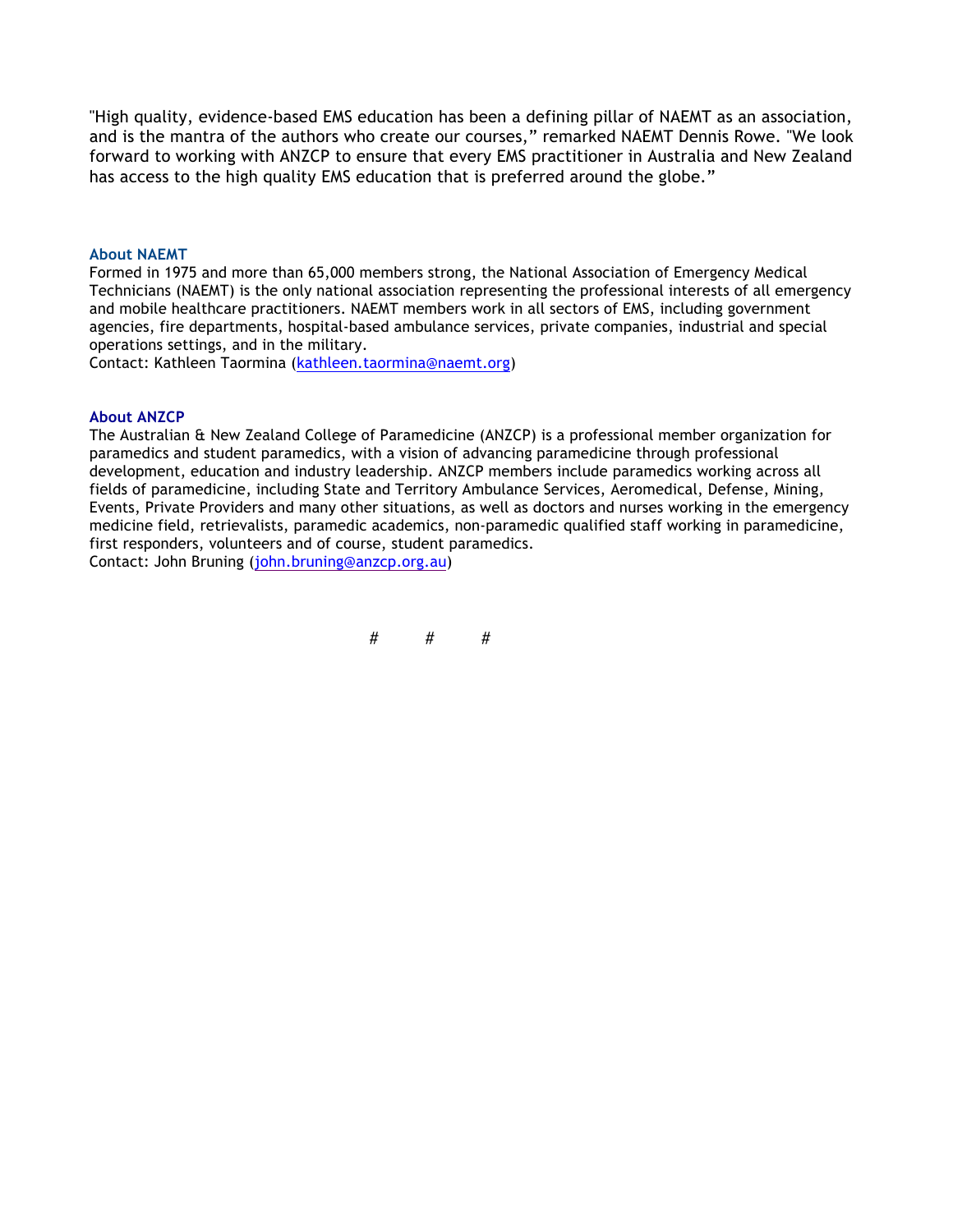"High quality, evidence-based EMS education has been a defining pillar of NAEMT as an association, and is the mantra of the authors who create our courses," remarked NAEMT Dennis Rowe. "We look forward to working with ANZCP to ensure that every EMS practitioner in Australia and New Zealand has access to the high quality EMS education that is preferred around the globe."

### About NAEMT

Formed in 1975 and more than 65,000 members strong, the National Association of Emergency Medical Technicians (NAEMT) is the only national association representing the professional interests of all emergency and mobile healthcare practitioners. NAEMT members work in all sectors of EMS, including government agencies, fire departments, hospital-based ambulance services, private companies, industrial and special operations settings, and in the military.
Contact: Kathleen Taormina (kathleen.taormina@naemt.org)

### About ANZCP

The Australian & New Zealand College of Paramedicine (ANZCP) is a professional member organization for paramedics and student paramedics, with a vision of advancing paramedicine through professional development, education and industry leadership. ANZCP members include paramedics working across all fields of paramedicine, including State and Territory Ambulance Services, Aeromedical, Defense, Mining, Events, Private Providers and many other situations, as well as doctors and nurses working in the emergency medicine field, retrievalists, paramedic academics, non-paramedic qualified staff working in paramedicine, first responders, volunteers and of course, student paramedics.
Contact: John Bruning (john.bruning@anzcp.org.au)

# # #